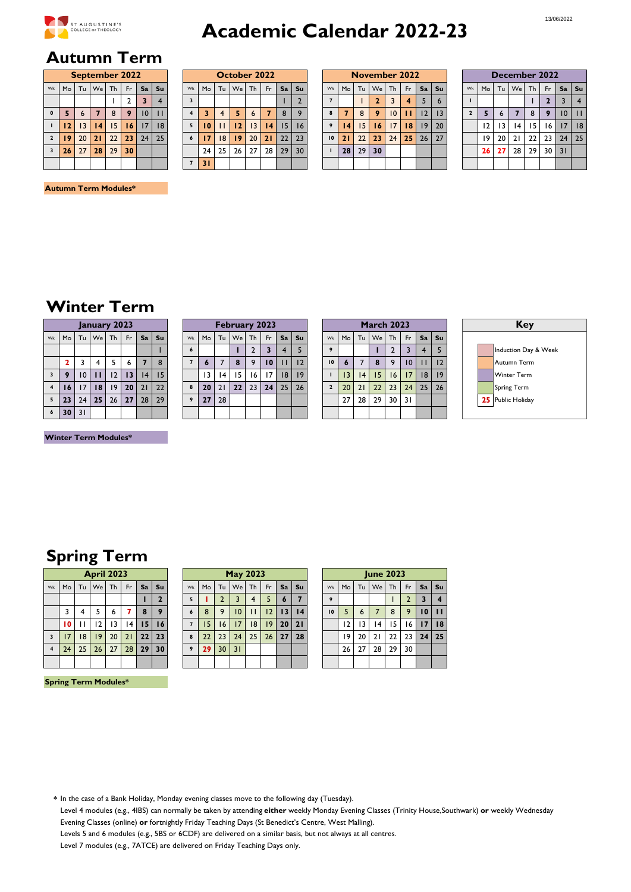# Academic Calendar 2022-23

## Autumn Term

**September 2022**

| Wk | Mo | Tu | We | Th | Fr | Sa | Su |
|---|---|---|---|---|---|---|---|
| | | | | 1 | 2 | 3 | 4 |
| 0 | 5 | 6 | 7 | 8 | 9 | 10 | 11 |
| 1 | 12 | 13 | 14 | 15 | 16 | 17 | 18 |
| 2 | 19 | 20 | 21 | 22 | 23 | 24 | 25 |
| 3 | 26 | 27 | 28 | 29 | 30 | | |

**October 2022**

| Wk | Mo | Tu | We | Th | Fr | Sa | Su |
|---|---|---|---|---|---|---|---|
| 3 | | | | | | 1 | 2 |
| 4 | 3 | 4 | 5 | 6 | 7 | 8 | 9 |
| 5 | 10 | 11 | 12 | 13 | 14 | 15 | 16 |
| 6 | 17 | 18 | 19 | 20 | 21 | 22 | 23 |
| | 24 | 25 | 26 | 27 | 28 | 29 | 30 |
| 7 | 31 | | | | | | |

**November 2022**

| Wk | Mo | Tu | We | Th | Fr | Sa | Su |
|---|---|---|---|---|---|---|---|
| 7 | | 1 | 2 | 3 | 4 | 5 | 6 |
| 8 | 7 | 8 | 9 | 10 | 11 | 12 | 13 |
| 9 | 14 | 15 | 16 | 17 | 18 | 19 | 20 |
| 10 | 21 | 22 | 23 | 24 | 25 | 26 | 27 |
| 1 | 28 | 29 | 30 | | | | |

**December 2022**

| Wk | Mo | Tu | We | Th | Fr | Sa | Su |
|---|---|---|---|---|---|---|---|
| 1 | | | | 1 | 2 | 3 | 4 |
| 2 | 5 | 6 | 7 | 8 | 9 | 10 | 11 |
| | 12 | 13 | 14 | 15 | 16 | 17 | 18 |
| | 19 | 20 | 21 | 22 | 23 | 24 | 25 |
| | 26 | 27 | 28 | 29 | 30 | 31 | |

**Autumn Term Modules***

## Winter Term

**January 2023**

| Wk | Mo | Tu | We | Th | Fr | Sa | Su |
|---|---|---|---|---|---|---|---|
| | | | | | | | 1 |
| | 2 | 3 | 4 | 5 | 6 | 7 | 8 |
| 3 | 9 | 10 | 11 | 12 | 13 | 14 | 15 |
| 4 | 16 | 17 | 18 | 19 | 20 | 21 | 22 |
| 5 | 23 | 24 | 25 | 26 | 27 | 28 | 29 |
| 6 | 30 | 31 | | | | | |

**February 2023**

| Wk | Mo | Tu | We | Th | Fr | Sa | Su |
|---|---|---|---|---|---|---|---|
| 6 | | | 1 | 2 | 3 | 4 | 5 |
| 7 | 6 | 7 | 8 | 9 | 10 | 11 | 12 |
| | 13 | 14 | 15 | 16 | 17 | 18 | 19 |
| 8 | 20 | 21 | 22 | 23 | 24 | 25 | 26 |
| 9 | 27 | 28 | | | | | |

**March 2023**

| Wk | Mo | Tu | We | Th | Fr | Sa | Su |
|---|---|---|---|---|---|---|---|
| 9 | | | 1 | 2 | 3 | 4 | 5 |
| 10 | 6 | 7 | 8 | 9 | 10 | 11 | 12 |
| 1 | 13 | 14 | 15 | 16 | 17 | 18 | 19 |
| 2 | 20 | 21 | 22 | 23 | 24 | 25 | 26 |
| | 27 | 28 | 29 | 30 | 31 | | |

**Key**

- Induction Day & Week
- Autumn Term
- Winter Term
- Spring Term
- 25 Public Holiday

**Winter Term Modules***

## Spring Term

**April 2023**

| Wk | Mo | Tu | We | Th | Fr | Sa | Su |
|---|---|---|---|---|---|---|---|
| | | | | | | 1 | 2 |
| | 3 | 4 | 5 | 6 | 7 | 8 | 9 |
| | 10 | 11 | 12 | 13 | 14 | 15 | 16 |
| 3 | 17 | 18 | 19 | 20 | 21 | 22 | 23 |
| 4 | 24 | 25 | 26 | 27 | 28 | 29 | 30 |

**May 2023**

| Wk | Mo | Tu | We | Th | Fr | Sa | Su |
|---|---|---|---|---|---|---|---|
| 5 | 1 | 2 | 3 | 4 | 5 | 6 | 7 |
| 6 | 8 | 9 | 10 | 11 | 12 | 13 | 14 |
| 7 | 15 | 16 | 17 | 18 | 19 | 20 | 21 |
| 8 | 22 | 23 | 24 | 25 | 26 | 27 | 28 |
| 9 | 29 | 30 | 31 | | | | |

**June 2023**

| Wk | Mo | Tu | We | Th | Fr | Sa | Su |
|---|---|---|---|---|---|---|---|
| 9 | | | | 1 | 2 | 3 | 4 |
| 10 | 5 | 6 | 7 | 8 | 9 | 10 | 11 |
| | 12 | 13 | 14 | 15 | 16 | 17 | 18 |
| | 19 | 20 | 21 | 22 | 23 | 24 | 25 |
| | 26 | 27 | 28 | 29 | 30 | | |

**Spring Term Modules***

\* In the case of a Bank Holiday, Monday evening classes move to the following day (Tuesday).
Level 4 modules (e.g., 4IBS) can normally be taken by attending **either** weekly Monday Evening Classes (Trinity House,Southwark) **or** weekly Wednesday Evening Classes (online) **or** fortnightly Friday Teaching Days (St Benedict's Centre, West Malling).
Levels 5 and 6 modules (e.g., 5BS or 6CDF) are delivered on a similar basis, but not always at all centres.
Level 7 modules (e.g., 7ATCE) are delivered on Friday Teaching Days only.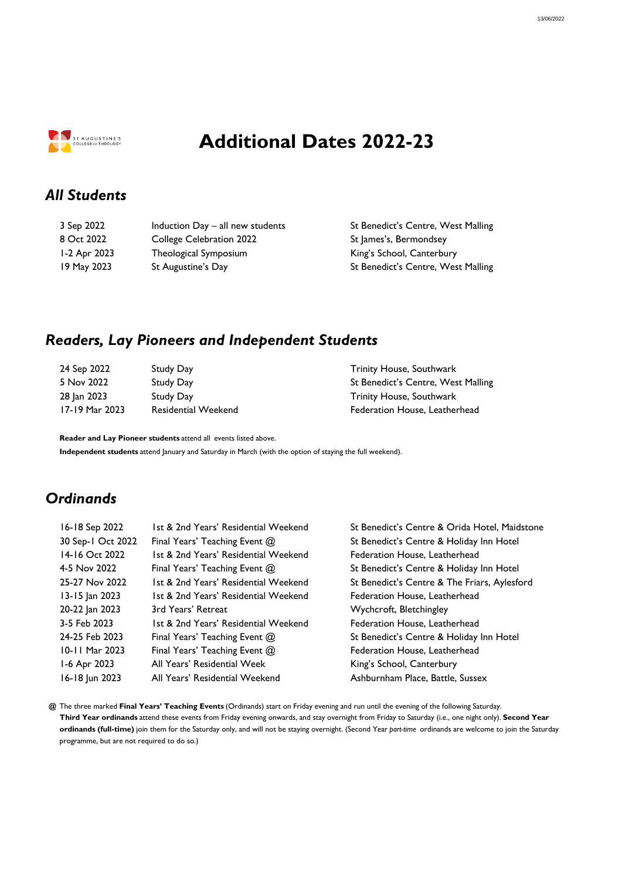# Additional Dates 2022-23

## *All Students*

| | | |
|---|---|---|
| 3 Sep 2022 | Induction Day – all new students | St Benedict's Centre, West Malling |
| 8 Oct 2022 | College Celebration 2022 | St James's, Bermondsey |
| 1-2 Apr 2023 | Theological Symposium | King's School, Canterbury |
| 19 May 2023 | St Augustine's Day | St Benedict's Centre, West Malling |

## *Readers, Lay Pioneers and Independent Students*

| | | |
|---|---|---|
| 24 Sep 2022 | Study Day | Trinity House, Southwark |
| 5 Nov 2022 | Study Day | St Benedict's Centre, West Malling |
| 28 Jan 2023 | Study Day | Trinity House, Southwark |
| 17-19 Mar 2023 | Residential Weekend | Federation House, Leatherhead |

**Reader and Lay Pioneer students** attend all events listed above.

**Independent students** attend January and Saturday in March (with the option of staying the full weekend).

## *Ordinands*

| | | |
|---|---|---|
| 16-18 Sep 2022 | 1st & 2nd Years' Residential Weekend | St Benedict's Centre & Orida Hotel, Maidstone |
| 30 Sep-1 Oct 2022 | Final Years' Teaching Event @ | St Benedict's Centre & Holiday Inn Hotel |
| 14-16 Oct 2022 | 1st & 2nd Years' Residential Weekend | Federation House, Leatherhead |
| 4-5 Nov 2022 | Final Years' Teaching Event @ | St Benedict's Centre & Holiday Inn Hotel |
| 25-27 Nov 2022 | 1st & 2nd Years' Residential Weekend | St Benedict's Centre & The Friars, Aylesford |
| 13-15 Jan 2023 | 1st & 2nd Years' Residential Weekend | Federation House, Leatherhead |
| 20-22 Jan 2023 | 3rd Years' Retreat | Wychcroft, Bletchingley |
| 3-5 Feb 2023 | 1st & 2nd Years' Residential Weekend | Federation House, Leatherhead |
| 24-25 Feb 2023 | Final Years' Teaching Event @ | St Benedict's Centre & Holiday Inn Hotel |
| 10-11 Mar 2023 | Final Years' Teaching Event @ | Federation House, Leatherhead |
| 1-6 Apr 2023 | All Years' Residential Week | King's School, Canterbury |
| 16-18 Jun 2023 | All Years' Residential Weekend | Ashburnham Place, Battle, Sussex |

**@** The three marked **Final Years' Teaching Events** (Ordinands) start on Friday evening and run until the evening of the following Saturday. **Third Year ordinands** attend these events from Friday evening onwards, and stay overnight from Friday to Saturday (i.e., one night only). **Second Year ordinands (full-time)** join them for the Saturday only, and will not be staying overnight. (Second Year *part-time* ordinands are welcome to join the Saturday programme, but are not required to do so.)